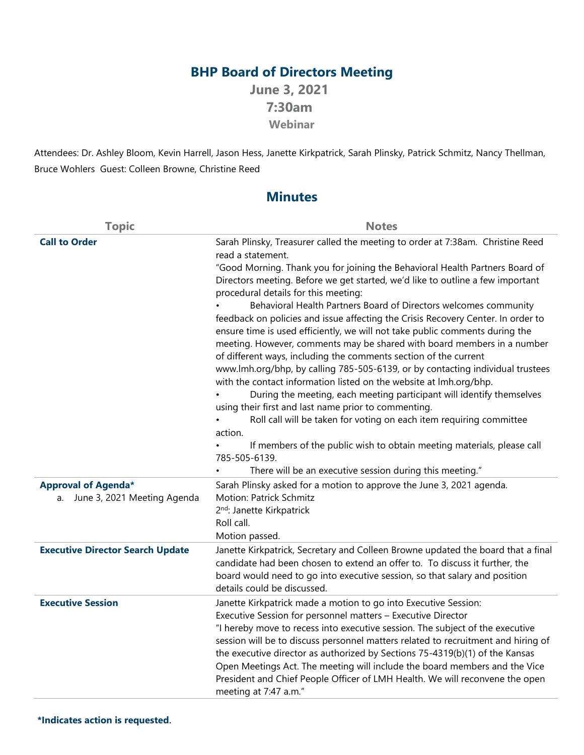# BHP Board of Directors Meeting

**June 3, 2021**

**7:30am**

**Webinar**

Attendees: Dr. Ashley Bloom, Kevin Harrell, Jason Hess, Janette Kirkpatrick, Sarah Plinsky, Patrick Schmitz, Nancy Thellman, Bruce Wohlers Guest: Colleen Browne, Christine Reed

## Minutes

| Topic | Notes |
|---|---|
| **Call to Order** | Sarah Plinsky, Treasurer called the meeting to order at 7:38am. Christine Reed read a statement.<br>"Good Morning. Thank you for joining the Behavioral Health Partners Board of Directors meeting. Before we get started, we'd like to outline a few important procedural details for this meeting:<br>• Behavioral Health Partners Board of Directors welcomes community feedback on policies and issue affecting the Crisis Recovery Center. In order to ensure time is used efficiently, we will not take public comments during the meeting. However, comments may be shared with board members in a number of different ways, including the comments section of the current www.lmh.org/bhp, by calling 785-505-6139, or by contacting individual trustees with the contact information listed on the website at lmh.org/bhp.<br>• During the meeting, each meeting participant will identify themselves using their first and last name prior to commenting.<br>• Roll call will be taken for voting on each item requiring committee action.<br>• If members of the public wish to obtain meeting materials, please call 785-505-6139.<br>• There will be an executive session during this meeting." |
| **Approval of Agenda***<br>a. June 3, 2021 Meeting Agenda | Sarah Plinsky asked for a motion to approve the June 3, 2021 agenda.<br>Motion: Patrick Schmitz<br>2nd: Janette Kirkpatrick<br>Roll call.<br>Motion passed. |
| **Executive Director Search Update** | Janette Kirkpatrick, Secretary and Colleen Browne updated the board that a final candidate had been chosen to extend an offer to. To discuss it further, the board would need to go into executive session, so that salary and position details could be discussed. |
| **Executive Session** | Janette Kirkpatrick made a motion to go into Executive Session:<br>Executive Session for personnel matters – Executive Director<br>"I hereby move to recess into executive session. The subject of the executive session will be to discuss personnel matters related to recruitment and hiring of the executive director as authorized by Sections 75-4319(b)(1) of the Kansas Open Meetings Act. The meeting will include the board members and the Vice President and Chief People Officer of LMH Health. We will reconvene the open meeting at 7:47 a.m." |

***Indicates action is requested.**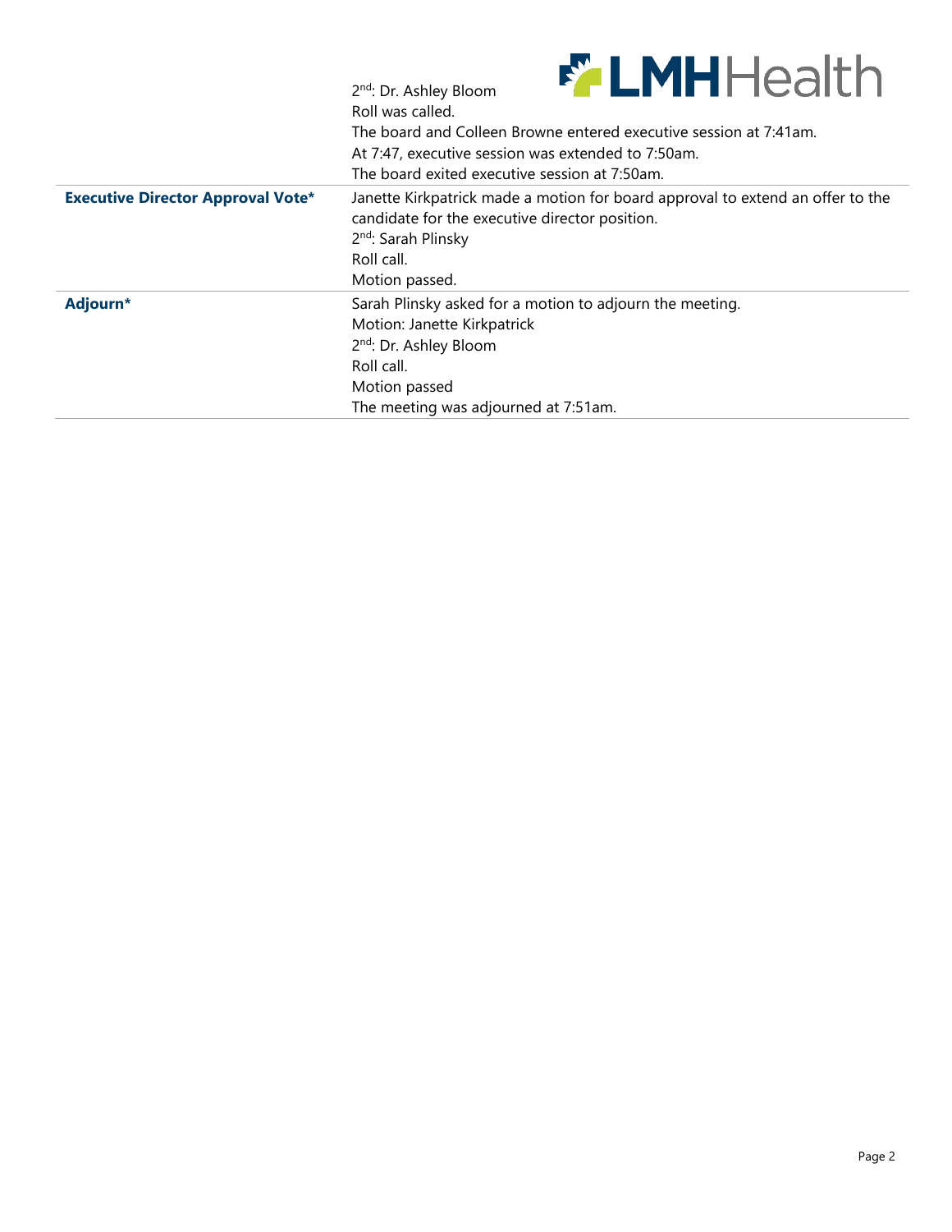| | |
|---|---|
| | 2nd: Dr. Ashley Bloom<br>Roll was called.<br>The board and Colleen Browne entered executive session at 7:41am.<br>At 7:47, executive session was extended to 7:50am.<br>The board exited executive session at 7:50am. |
| **Executive Director Approval Vote*** | Janette Kirkpatrick made a motion for board approval to extend an offer to the candidate for the executive director position.<br>2nd: Sarah Plinsky<br>Roll call.<br>Motion passed. |
| **Adjourn*** | Sarah Plinsky asked for a motion to adjourn the meeting.<br>Motion: Janette Kirkpatrick<br>2nd: Dr. Ashley Bloom<br>Roll call.<br>Motion passed<br>The meeting was adjourned at 7:51am. |